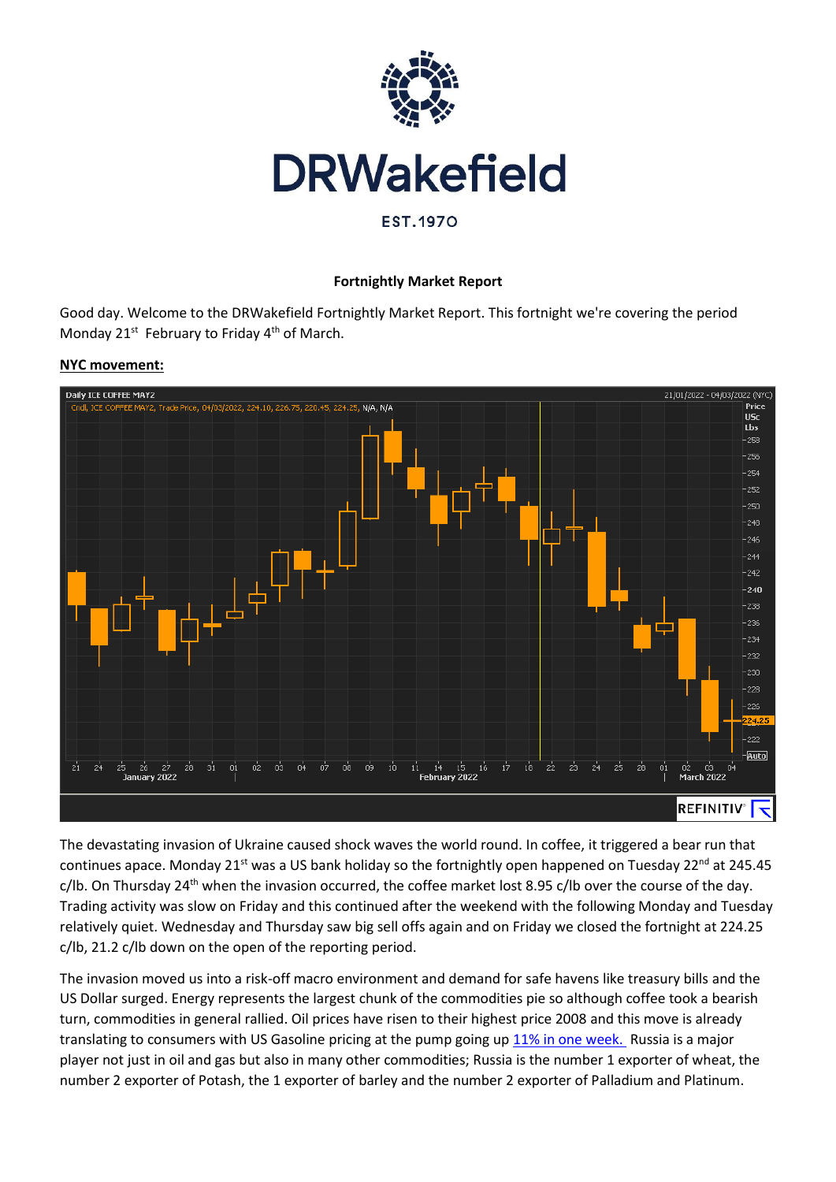DRWakefield

EST.1970

**Fortnightly Market Report**

Good day. Welcome to the DRWakefield Fortnightly Market Report. This fortnight we're covering the period Monday 21st February to Friday 4th of March.

**NYC movement:**

The devastating invasion of Ukraine caused shock waves the world round. In coffee, it triggered a bear run that continues apace. Monday 21st was a US bank holiday so the fortnightly open happened on Tuesday 22nd at 245.45 c/lb. On Thursday 24th when the invasion occurred, the coffee market lost 8.95 c/lb over the course of the day. Trading activity was slow on Friday and this continued after the weekend with the following Monday and Tuesday relatively quiet. Wednesday and Thursday saw big sell offs again and on Friday we closed the fortnight at 224.25 c/lb, 21.2 c/lb down on the open of the reporting period.

The invasion moved us into a risk-off macro environment and demand for safe havens like treasury bills and the US Dollar surged. Energy represents the largest chunk of the commodities pie so although coffee took a bearish turn, commodities in general rallied. Oil prices have risen to their highest price 2008 and this move is already translating to consumers with US Gasoline pricing at the pump going up [11% in one week.](#) Russia is a major player not just in oil and gas but also in many other commodities; Russia is the number 1 exporter of wheat, the number 2 exporter of Potash, the 1 exporter of barley and the number 2 exporter of Palladium and Platinum.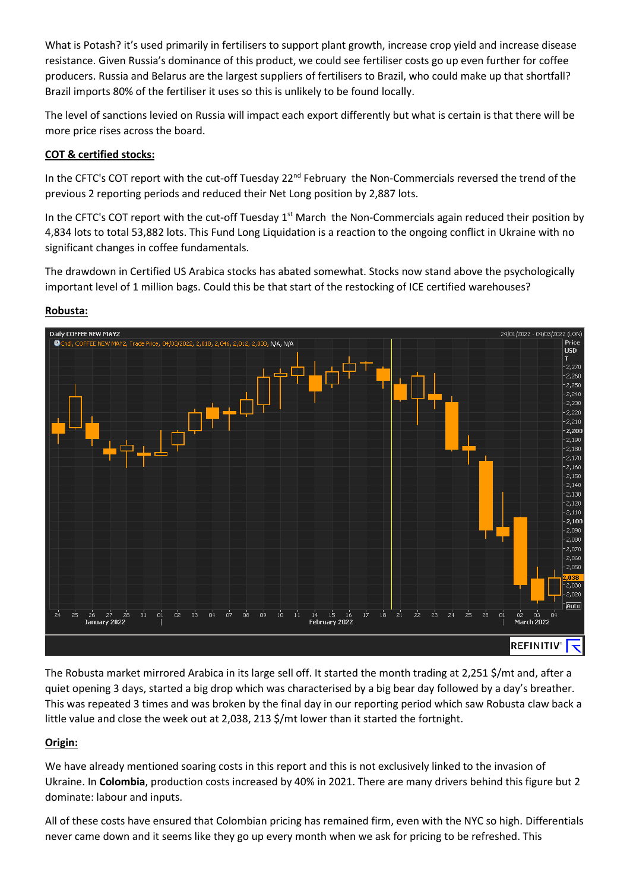What is Potash? it's used primarily in fertilisers to support plant growth, increase crop yield and increase disease resistance. Given Russia's dominance of this product, we could see fertiliser costs go up even further for coffee producers. Russia and Belarus are the largest suppliers of fertilisers to Brazil, who could make up that shortfall? Brazil imports 80% of the fertiliser it uses so this is unlikely to be found locally.

The level of sanctions levied on Russia will impact each export differently but what is certain is that there will be more price rises across the board.

**COT & certified stocks:**

In the CFTC's COT report with the cut-off Tuesday 22nd February the Non-Commercials reversed the trend of the previous 2 reporting periods and reduced their Net Long position by 2,887 lots.

In the CFTC's COT report with the cut-off Tuesday 1st March the Non-Commercials again reduced their position by 4,834 lots to total 53,882 lots. This Fund Long Liquidation is a reaction to the ongoing conflict in Ukraine with no significant changes in coffee fundamentals.

The drawdown in Certified US Arabica stocks has abated somewhat. Stocks now stand above the psychologically important level of 1 million bags. Could this be that start of the restocking of ICE certified warehouses?

**Robusta:**

The Robusta market mirrored Arabica in its large sell off. It started the month trading at 2,251 $/mt and, after a quiet opening 3 days, started a big drop which was characterised by a big bear day followed by a day's breather. This was repeated 3 times and was broken by the final day in our reporting period which saw Robusta claw back a little value and close the week out at 2,038, 213 $/mt lower than it started the fortnight.

**Origin:**

We have already mentioned soaring costs in this report and this is not exclusively linked to the invasion of Ukraine. In **Colombia**, production costs increased by 40% in 2021. There are many drivers behind this figure but 2 dominate: labour and inputs.

All of these costs have ensured that Colombian pricing has remained firm, even with the NYC so high. Differentials never came down and it seems like they go up every month when we ask for pricing to be refreshed. This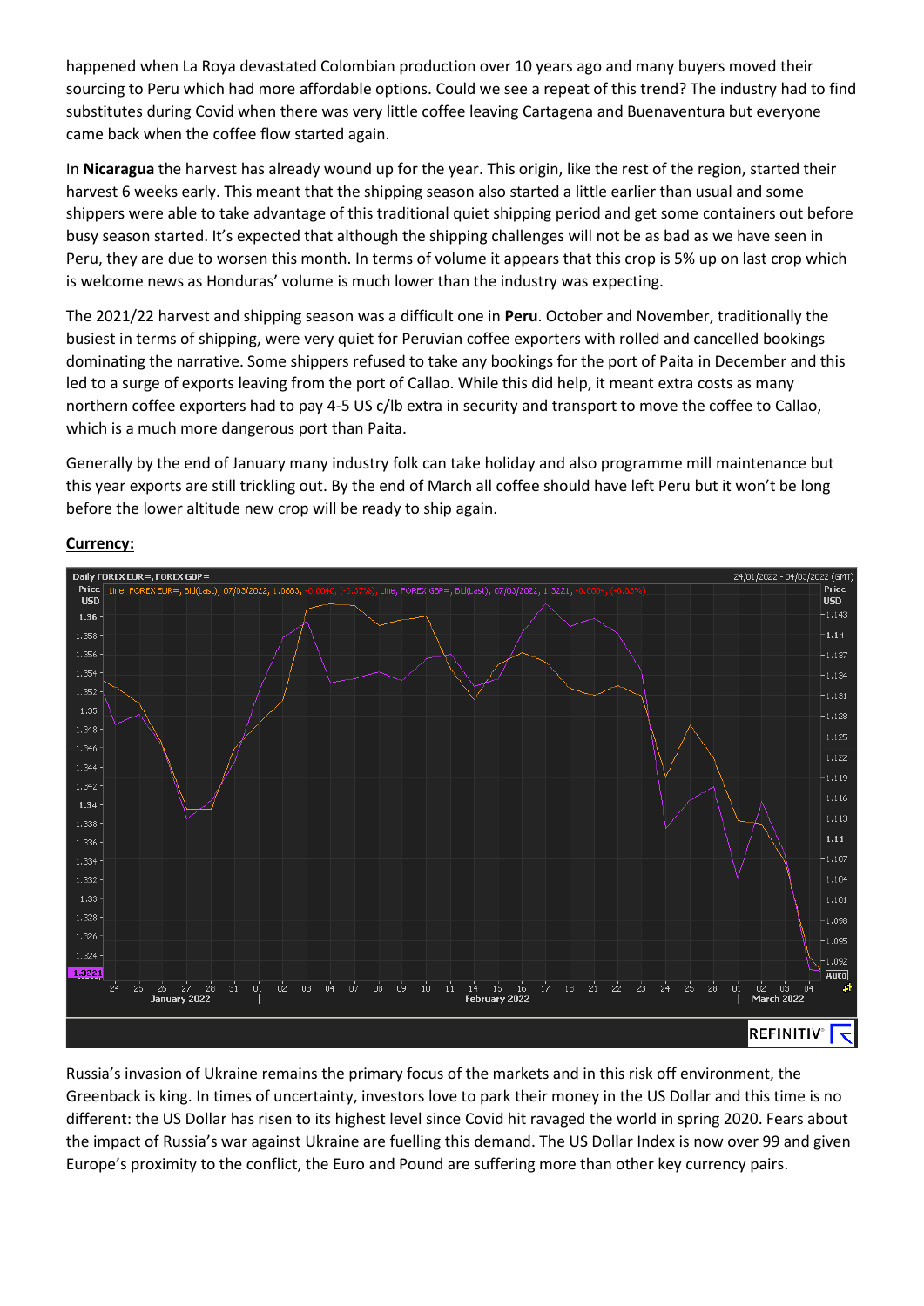happened when La Roya devastated Colombian production over 10 years ago and many buyers moved their sourcing to Peru which had more affordable options. Could we see a repeat of this trend? The industry had to find substitutes during Covid when there was very little coffee leaving Cartagena and Buenaventura but everyone came back when the coffee flow started again.

In **Nicaragua** the harvest has already wound up for the year. This origin, like the rest of the region, started their harvest 6 weeks early. This meant that the shipping season also started a little earlier than usual and some shippers were able to take advantage of this traditional quiet shipping period and get some containers out before busy season started. It's expected that although the shipping challenges will not be as bad as we have seen in Peru, they are due to worsen this month. In terms of volume it appears that this crop is 5% up on last crop which is welcome news as Honduras' volume is much lower than the industry was expecting.

The 2021/22 harvest and shipping season was a difficult one in **Peru**. October and November, traditionally the busiest in terms of shipping, were very quiet for Peruvian coffee exporters with rolled and cancelled bookings dominating the narrative. Some shippers refused to take any bookings for the port of Paita in December and this led to a surge of exports leaving from the port of Callao. While this did help, it meant extra costs as many northern coffee exporters had to pay 4-5 US c/lb extra in security and transport to move the coffee to Callao, which is a much more dangerous port than Paita.

Generally by the end of January many industry folk can take holiday and also programme mill maintenance but this year exports are still trickling out. By the end of March all coffee should have left Peru but it won't be long before the lower altitude new crop will be ready to ship again.

**Currency:**

Russia's invasion of Ukraine remains the primary focus of the markets and in this risk off environment, the Greenback is king. In times of uncertainty, investors love to park their money in the US Dollar and this time is no different: the US Dollar has risen to its highest level since Covid hit ravaged the world in spring 2020. Fears about the impact of Russia's war against Ukraine are fuelling this demand. The US Dollar Index is now over 99 and given Europe's proximity to the conflict, the Euro and Pound are suffering more than other key currency pairs.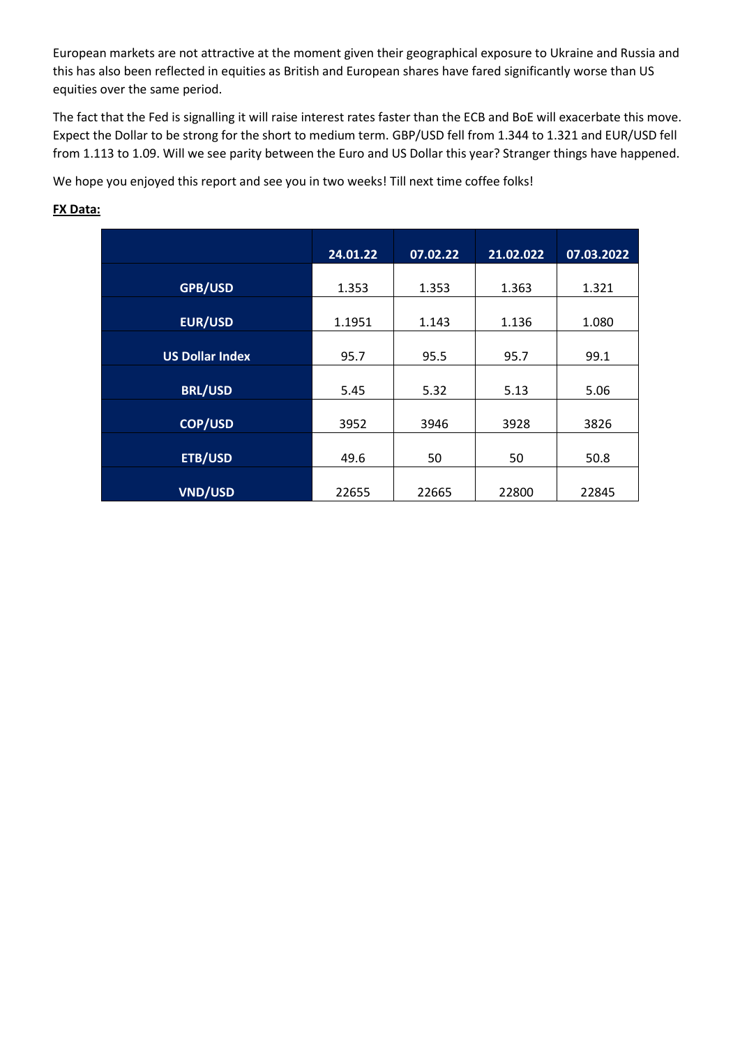European markets are not attractive at the moment given their geographical exposure to Ukraine and Russia and this has also been reflected in equities as British and European shares have fared significantly worse than US equities over the same period.

The fact that the Fed is signalling it will raise interest rates faster than the ECB and BoE will exacerbate this move. Expect the Dollar to be strong for the short to medium term. GBP/USD fell from 1.344 to 1.321 and EUR/USD fell from 1.113 to 1.09. Will we see parity between the Euro and US Dollar this year? Stranger things have happened.

We hope you enjoyed this report and see you in two weeks! Till next time coffee folks!

**FX Data:**

| | 24.01.22 | 07.02.22 | 21.02.022 | 07.03.2022 |
|---|---|---|---|---|
| **GPB/USD** | 1.353 | 1.353 | 1.363 | 1.321 |
| **EUR/USD** | 1.1951 | 1.143 | 1.136 | 1.080 |
| **US Dollar Index** | 95.7 | 95.5 | 95.7 | 99.1 |
| **BRL/USD** | 5.45 | 5.32 | 5.13 | 5.06 |
| **COP/USD** | 3952 | 3946 | 3928 | 3826 |
| **ETB/USD** | 49.6 | 50 | 50 | 50.8 |
| **VND/USD** | 22655 | 22665 | 22800 | 22845 |